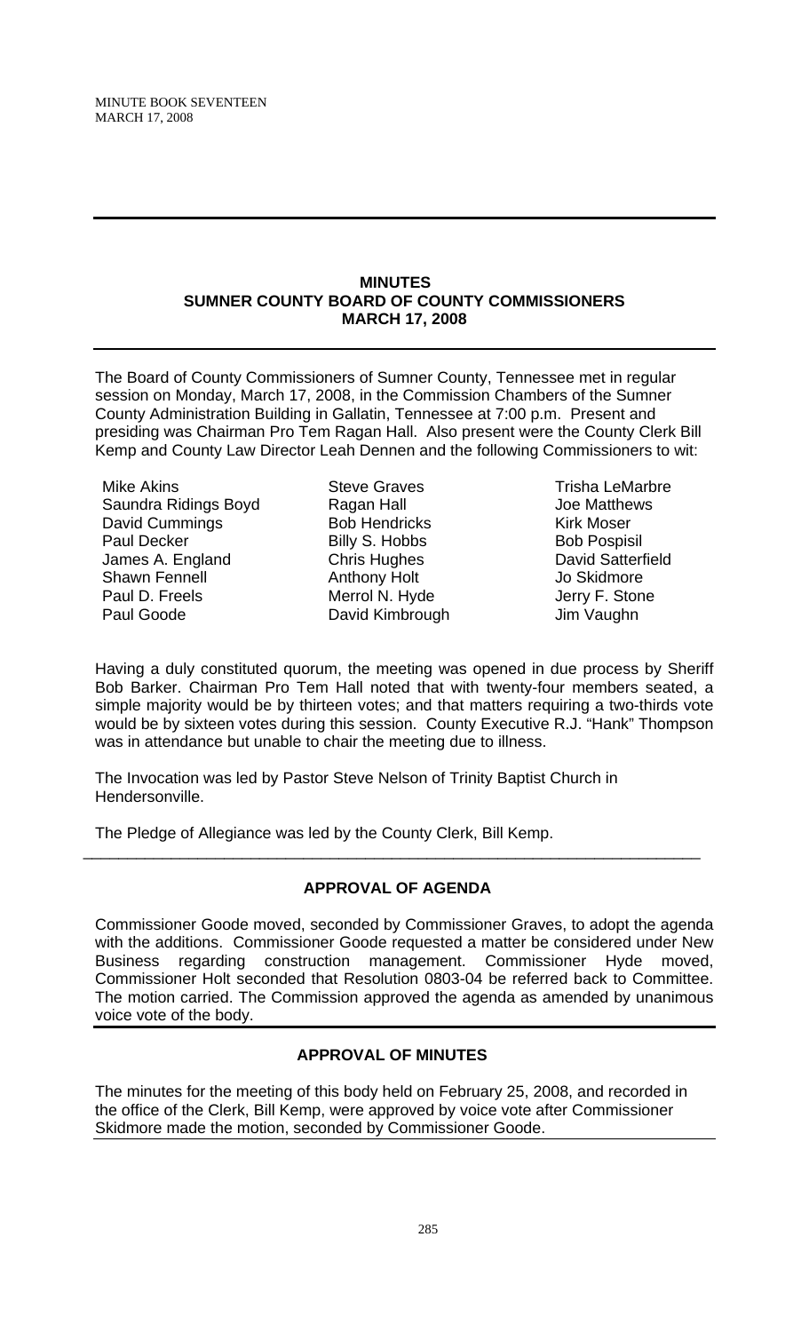# MINUTES
## SUMNER COUNTY BOARD OF COUNTY COMMISSIONERS
## MARCH 17, 2008

The Board of County Commissioners of Sumner County, Tennessee met in regular session on Monday, March 17, 2008, in the Commission Chambers of the Sumner County Administration Building in Gallatin, Tennessee at 7:00 p.m. Present and presiding was Chairman Pro Tem Ragan Hall. Also present were the County Clerk Bill Kemp and County Law Director Leah Dennen and the following Commissioners to wit:

| | | |
|---|---|---|
| Mike Akins | Steve Graves | Trisha LeMarbre |
| Saundra Ridings Boyd | Ragan Hall | Joe Matthews |
| David Cummings | Bob Hendricks | Kirk Moser |
| Paul Decker | Billy S. Hobbs | Bob Pospisil |
| James A. England | Chris Hughes | David Satterfield |
| Shawn Fennell | Anthony Holt | Jo Skidmore |
| Paul D. Freels | Merrol N. Hyde | Jerry F. Stone |
| Paul Goode | David Kimbrough | Jim Vaughn |

Having a duly constituted quorum, the meeting was opened in due process by Sheriff Bob Barker. Chairman Pro Tem Hall noted that with twenty-four members seated, a simple majority would be by thirteen votes; and that matters requiring a two-thirds vote would be by sixteen votes during this session. County Executive R.J. "Hank" Thompson was in attendance but unable to chair the meeting due to illness.

The Invocation was led by Pastor Steve Nelson of Trinity Baptist Church in Hendersonville.

The Pledge of Allegiance was led by the County Clerk, Bill Kemp.

---

### APPROVAL OF AGENDA

Commissioner Goode moved, seconded by Commissioner Graves, to adopt the agenda with the additions. Commissioner Goode requested a matter be considered under New Business regarding construction management. Commissioner Hyde moved, Commissioner Holt seconded that Resolution 0803-04 be referred back to Committee. The motion carried. The Commission approved the agenda as amended by unanimous voice vote of the body.

### APPROVAL OF MINUTES

The minutes for the meeting of this body held on February 25, 2008, and recorded in the office of the Clerk, Bill Kemp, were approved by voice vote after Commissioner Skidmore made the motion, seconded by Commissioner Goode.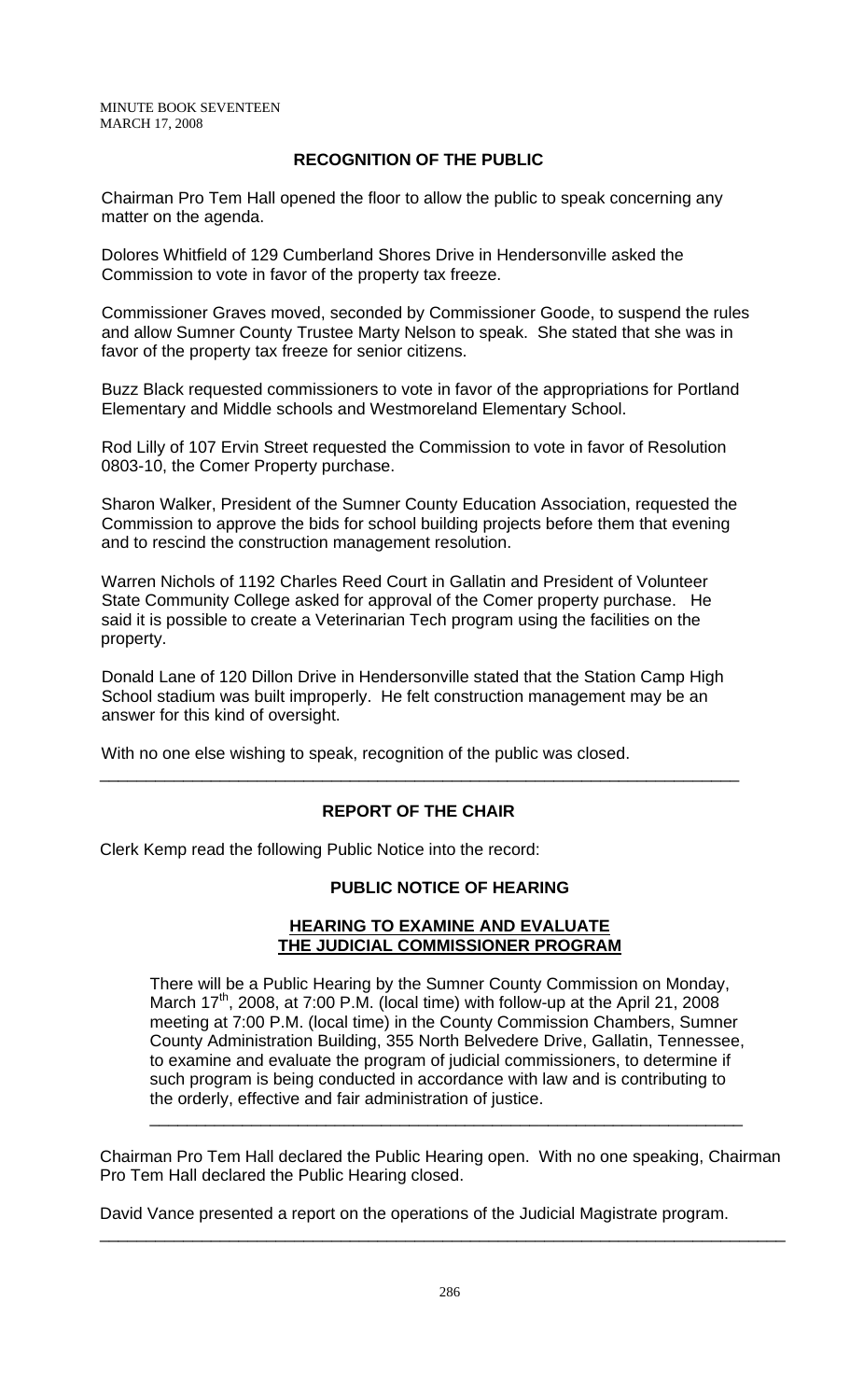## RECOGNITION OF THE PUBLIC

Chairman Pro Tem Hall opened the floor to allow the public to speak concerning any matter on the agenda.

Dolores Whitfield of 129 Cumberland Shores Drive in Hendersonville asked the Commission to vote in favor of the property tax freeze.

Commissioner Graves moved, seconded by Commissioner Goode, to suspend the rules and allow Sumner County Trustee Marty Nelson to speak. She stated that she was in favor of the property tax freeze for senior citizens.

Buzz Black requested commissioners to vote in favor of the appropriations for Portland Elementary and Middle schools and Westmoreland Elementary School.

Rod Lilly of 107 Ervin Street requested the Commission to vote in favor of Resolution 0803-10, the Comer Property purchase.

Sharon Walker, President of the Sumner County Education Association, requested the Commission to approve the bids for school building projects before them that evening and to rescind the construction management resolution.

Warren Nichols of 1192 Charles Reed Court in Gallatin and President of Volunteer State Community College asked for approval of the Comer property purchase. He said it is possible to create a Veterinarian Tech program using the facilities on the property.

Donald Lane of 120 Dillon Drive in Hendersonville stated that the Station Camp High School stadium was built improperly. He felt construction management may be an answer for this kind of oversight.

With no one else wishing to speak, recognition of the public was closed.

---

## REPORT OF THE CHAIR

Clerk Kemp read the following Public Notice into the record:

### PUBLIC NOTICE OF HEARING

### HEARING TO EXAMINE AND EVALUATE THE JUDICIAL COMMISSIONER PROGRAM

There will be a Public Hearing by the Sumner County Commission on Monday, March 17th, 2008, at 7:00 P.M. (local time) with follow-up at the April 21, 2008 meeting at 7:00 P.M. (local time) in the County Commission Chambers, Sumner County Administration Building, 355 North Belvedere Drive, Gallatin, Tennessee, to examine and evaluate the program of judicial commissioners, to determine if such program is being conducted in accordance with law and is contributing to the orderly, effective and fair administration of justice.

---

Chairman Pro Tem Hall declared the Public Hearing open. With no one speaking, Chairman Pro Tem Hall declared the Public Hearing closed.

David Vance presented a report on the operations of the Judicial Magistrate program.

---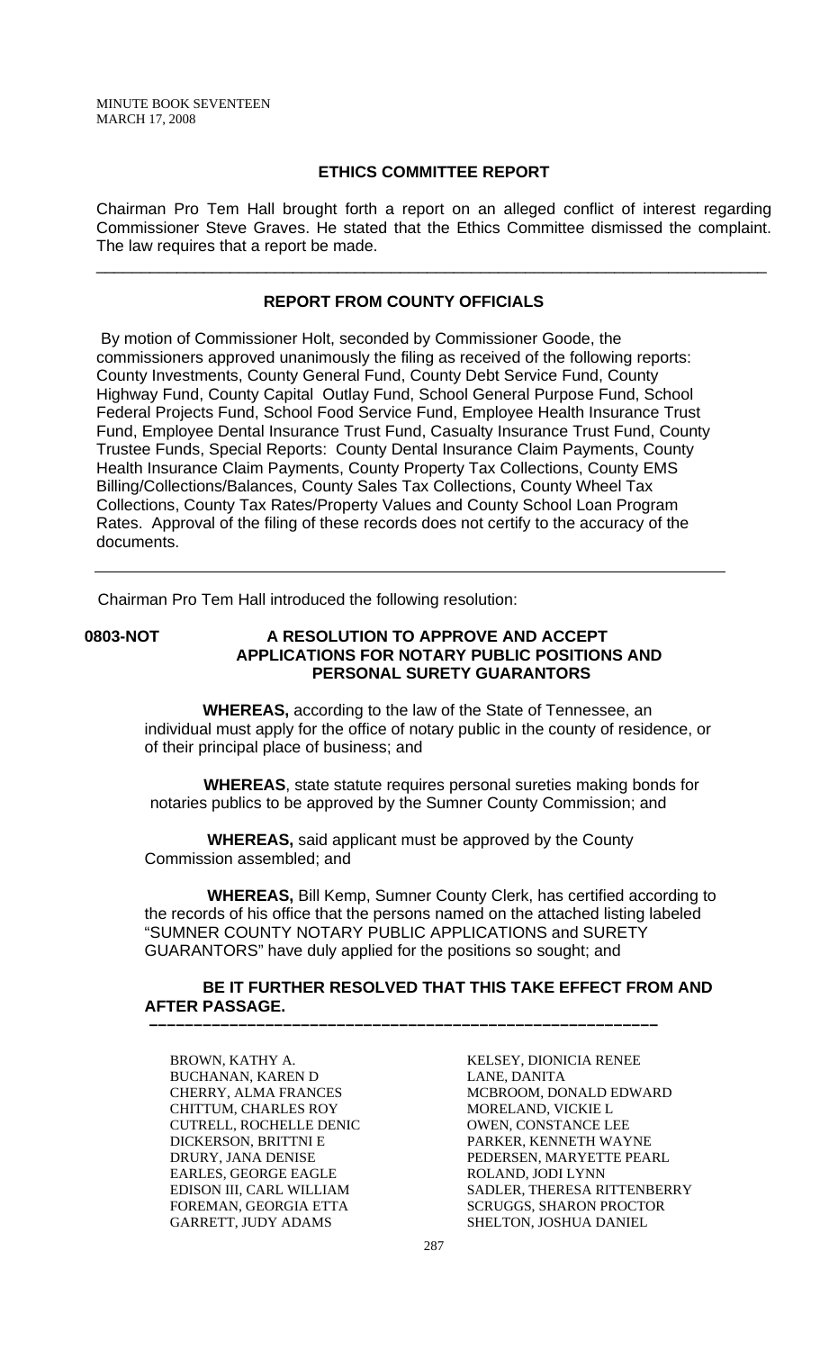## ETHICS COMMITTEE REPORT

Chairman Pro Tem Hall brought forth a report on an alleged conflict of interest regarding Commissioner Steve Graves. He stated that the Ethics Committee dismissed the complaint. The law requires that a report be made.

---

## REPORT FROM COUNTY OFFICIALS

By motion of Commissioner Holt, seconded by Commissioner Goode, the commissioners approved unanimously the filing as received of the following reports: County Investments, County General Fund, County Debt Service Fund, County Highway Fund, County Capital Outlay Fund, School General Purpose Fund, School Federal Projects Fund, School Food Service Fund, Employee Health Insurance Trust Fund, Employee Dental Insurance Trust Fund, Casualty Insurance Trust Fund, County Trustee Funds, Special Reports: County Dental Insurance Claim Payments, County Health Insurance Claim Payments, County Property Tax Collections, County EMS Billing/Collections/Balances, County Sales Tax Collections, County Wheel Tax Collections, County Tax Rates/Property Values and County School Loan Program Rates. Approval of the filing of these records does not certify to the accuracy of the documents.

---

Chairman Pro Tem Hall introduced the following resolution:

**0803-NOT A RESOLUTION TO APPROVE AND ACCEPT APPLICATIONS FOR NOTARY PUBLIC POSITIONS AND PERSONAL SURETY GUARANTORS**

**WHEREAS,** according to the law of the State of Tennessee, an individual must apply for the office of notary public in the county of residence, or of their principal place of business; and

**WHEREAS**, state statute requires personal sureties making bonds for notaries publics to be approved by the Sumner County Commission; and

**WHEREAS,** said applicant must be approved by the County Commission assembled; and

**WHEREAS,** Bill Kemp, Sumner County Clerk, has certified according to the records of his office that the persons named on the attached listing labeled "SUMNER COUNTY NOTARY PUBLIC APPLICATIONS and SURETY GUARANTORS" have duly applied for the positions so sought; and

**BE IT FURTHER RESOLVED THAT THIS TAKE EFFECT FROM AND AFTER PASSAGE.**

---

BROWN, KATHY A.
BUCHANAN, KAREN D
CHERRY, ALMA FRANCES
CHITTUM, CHARLES ROY
CUTRELL, ROCHELLE DENIC
DICKERSON, BRITTNI E
DRURY, JANA DENISE
EARLES, GEORGE EAGLE
EDISON III, CARL WILLIAM
FOREMAN, GEORGIA ETTA
GARRETT, JUDY ADAMS
KELSEY, DIONICIA RENEE
LANE, DANITA
MCBROOM, DONALD EDWARD
MORELAND, VICKIE L
OWEN, CONSTANCE LEE
PARKER, KENNETH WAYNE
PEDERSEN, MARYETTE PEARL
ROLAND, JODI LYNN
SADLER, THERESA RITTENBERRY
SCRUGGS, SHARON PROCTOR
SHELTON, JOSHUA DANIEL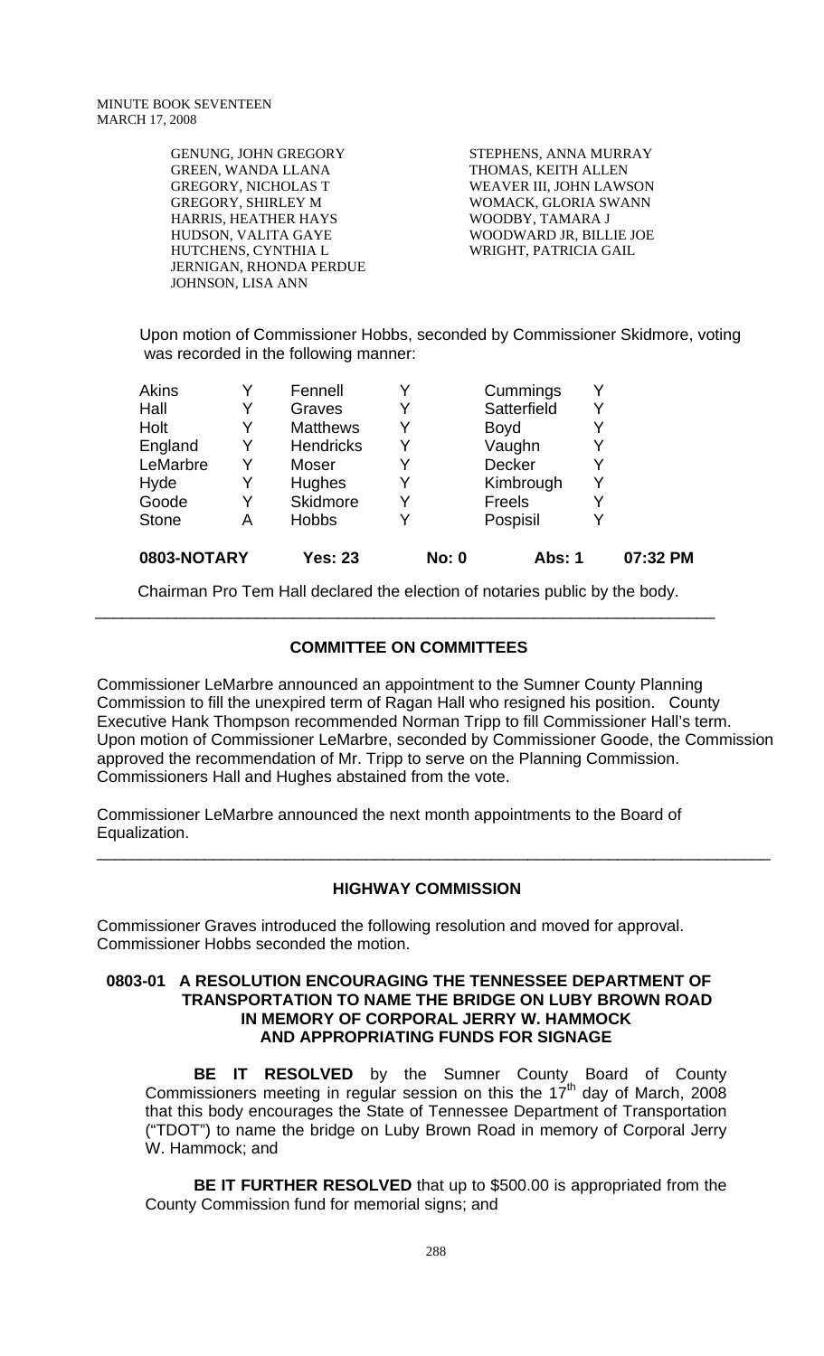GENUNG, JOHN GREGORY
GREEN, WANDA LLANA
GREGORY, NICHOLAS T
GREGORY, SHIRLEY M
HARRIS, HEATHER HAYS
HUDSON, VALITA GAYE
HUTCHENS, CYNTHIA L
JERNIGAN, RHONDA PERDUE
JOHNSON, LISA ANN

STEPHENS, ANNA MURRAY
THOMAS, KEITH ALLEN
WEAVER III, JOHN LAWSON
WOMACK, GLORIA SWANN
WOODBY, TAMARA J
WOODWARD JR, BILLIE JOE
WRIGHT, PATRICIA GAIL

Upon motion of Commissioner Hobbs, seconded by Commissioner Skidmore, voting was recorded in the following manner:

| | | | | | |
|---|---|---|---|---|---|
| Akins | Y | Fennell | Y | Cummings | Y |
| Hall | Y | Graves | Y | Satterfield | Y |
| Holt | Y | Matthews | Y | Boyd | Y |
| England | Y | Hendricks | Y | Vaughn | Y |
| LeMarbre | Y | Moser | Y | Decker | Y |
| Hyde | Y | Hughes | Y | Kimbrough | Y |
| Goode | Y | Skidmore | Y | Freels | Y |
| Stone | A | Hobbs | Y | Pospisil | Y |

**0803-NOTARY** **Yes: 23** **No: 0** **Abs: 1** **07:32 PM**

Chairman Pro Tem Hall declared the election of notaries public by the body.

## COMMITTEE ON COMMITTEES

Commissioner LeMarbre announced an appointment to the Sumner County Planning Commission to fill the unexpired term of Ragan Hall who resigned his position. County Executive Hank Thompson recommended Norman Tripp to fill Commissioner Hall's term. Upon motion of Commissioner LeMarbre, seconded by Commissioner Goode, the Commission approved the recommendation of Mr. Tripp to serve on the Planning Commission. Commissioners Hall and Hughes abstained from the vote.

Commissioner LeMarbre announced the next month appointments to the Board of Equalization.

## HIGHWAY COMMISSION

Commissioner Graves introduced the following resolution and moved for approval. Commissioner Hobbs seconded the motion.

### 0803-01 A RESOLUTION ENCOURAGING THE TENNESSEE DEPARTMENT OF TRANSPORTATION TO NAME THE BRIDGE ON LUBY BROWN ROAD IN MEMORY OF CORPORAL JERRY W. HAMMOCK AND APPROPRIATING FUNDS FOR SIGNAGE

**BE IT RESOLVED** by the Sumner County Board of County Commissioners meeting in regular session on this the 17th day of March, 2008 that this body encourages the State of Tennessee Department of Transportation ("TDOT") to name the bridge on Luby Brown Road in memory of Corporal Jerry W. Hammock; and

**BE IT FURTHER RESOLVED** that up to $500.00 is appropriated from the County Commission fund for memorial signs; and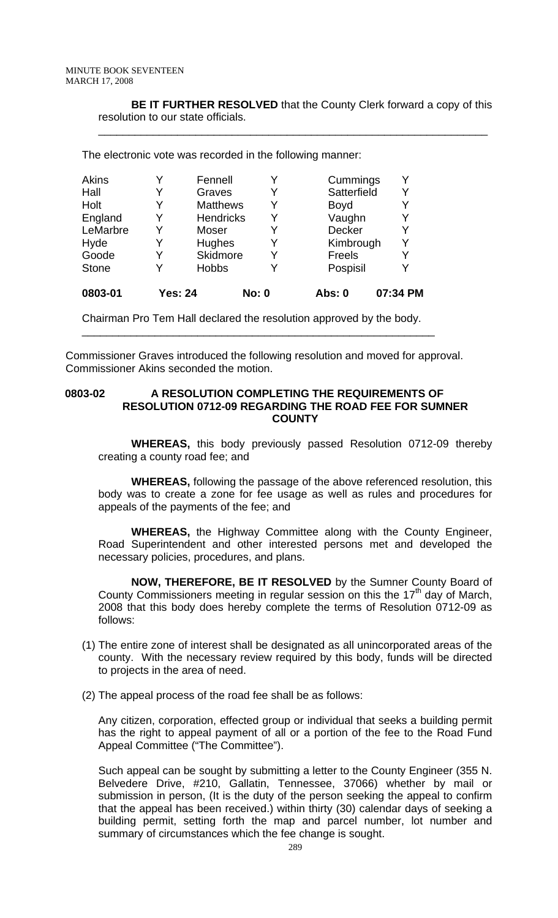**BE IT FURTHER RESOLVED** that the County Clerk forward a copy of this resolution to our state officials.

---

The electronic vote was recorded in the following manner:

| | | | | | |
|---|---|---|---|---|---|
| Akins | Y | Fennell | Y | Cummings | Y |
| Hall | Y | Graves | Y | Satterfield | Y |
| Holt | Y | Matthews | Y | Boyd | Y |
| England | Y | Hendricks | Y | Vaughn | Y |
| LeMarbre | Y | Moser | Y | Decker | Y |
| Hyde | Y | Hughes | Y | Kimbrough | Y |
| Goode | Y | Skidmore | Y | Freels | Y |
| Stone | Y | Hobbs | Y | Pospisil | Y |
| **0803-01** | **Yes: 24** | | **No: 0** | **Abs: 0** | **07:34 PM** |

Chairman Pro Tem Hall declared the resolution approved by the body.

---

Commissioner Graves introduced the following resolution and moved for approval. Commissioner Akins seconded the motion.

**0803-02 A RESOLUTION COMPLETING THE REQUIREMENTS OF RESOLUTION 0712-09 REGARDING THE ROAD FEE FOR SUMNER COUNTY**

**WHEREAS,** this body previously passed Resolution 0712-09 thereby creating a county road fee; and

**WHEREAS,** following the passage of the above referenced resolution, this body was to create a zone for fee usage as well as rules and procedures for appeals of the payments of the fee; and

**WHEREAS,** the Highway Committee along with the County Engineer, Road Superintendent and other interested persons met and developed the necessary policies, procedures, and plans.

**NOW, THEREFORE, BE IT RESOLVED** by the Sumner County Board of County Commissioners meeting in regular session on this the 17th day of March, 2008 that this body does hereby complete the terms of Resolution 0712-09 as follows:

(1) The entire zone of interest shall be designated as all unincorporated areas of the county. With the necessary review required by this body, funds will be directed to projects in the area of need.

(2) The appeal process of the road fee shall be as follows:

Any citizen, corporation, effected group or individual that seeks a building permit has the right to appeal payment of all or a portion of the fee to the Road Fund Appeal Committee ("The Committee").

Such appeal can be sought by submitting a letter to the County Engineer (355 N. Belvedere Drive, #210, Gallatin, Tennessee, 37066) whether by mail or submission in person, (It is the duty of the person seeking the appeal to confirm that the appeal has been received.) within thirty (30) calendar days of seeking a building permit, setting forth the map and parcel number, lot number and summary of circumstances which the fee change is sought.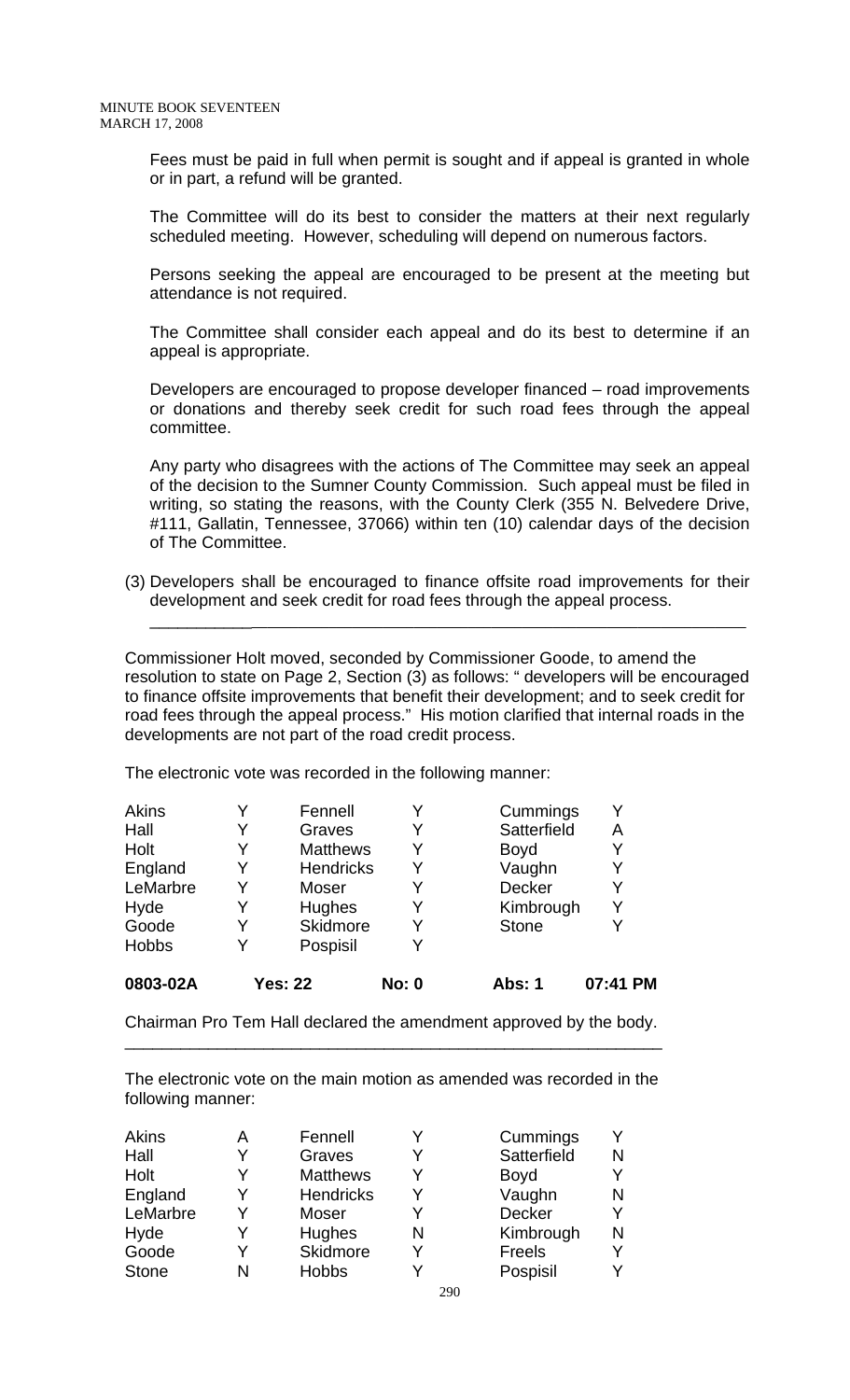Fees must be paid in full when permit is sought and if appeal is granted in whole or in part, a refund will be granted.

The Committee will do its best to consider the matters at their next regularly scheduled meeting. However, scheduling will depend on numerous factors.

Persons seeking the appeal are encouraged to be present at the meeting but attendance is not required.

The Committee shall consider each appeal and do its best to determine if an appeal is appropriate.

Developers are encouraged to propose developer financed – road improvements or donations and thereby seek credit for such road fees through the appeal committee.

Any party who disagrees with the actions of The Committee may seek an appeal of the decision to the Sumner County Commission. Such appeal must be filed in writing, so stating the reasons, with the County Clerk (355 N. Belvedere Drive, #111, Gallatin, Tennessee, 37066) within ten (10) calendar days of the decision of The Committee.

(3) Developers shall be encouraged to finance offsite road improvements for their development and seek credit for road fees through the appeal process.

---

Commissioner Holt moved, seconded by Commissioner Goode, to amend the resolution to state on Page 2, Section (3) as follows: " developers will be encouraged to finance offsite improvements that benefit their development; and to seek credit for road fees through the appeal process." His motion clarified that internal roads in the developments are not part of the road credit process.

The electronic vote was recorded in the following manner:

| | | | | | |
|---|---|---|---|---|---|
| Akins | Y | Fennell | Y | Cummings | Y |
| Hall | Y | Graves | Y | Satterfield | A |
| Holt | Y | Matthews | Y | Boyd | Y |
| England | Y | Hendricks | Y | Vaughn | Y |
| LeMarbre | Y | Moser | Y | Decker | Y |
| Hyde | Y | Hughes | Y | Kimbrough | Y |
| Goode | Y | Skidmore | Y | Stone | Y |
| Hobbs | Y | Pospisil | Y | | |
| **0803-02A** | **Yes: 22** | | **No: 0** | **Abs: 1** | **07:41 PM** |

Chairman Pro Tem Hall declared the amendment approved by the body.

---

The electronic vote on the main motion as amended was recorded in the following manner:

| | | | | | |
|---|---|---|---|---|---|
| Akins | A | Fennell | Y | Cummings | Y |
| Hall | Y | Graves | Y | Satterfield | N |
| Holt | Y | Matthews | Y | Boyd | Y |
| England | Y | Hendricks | Y | Vaughn | N |
| LeMarbre | Y | Moser | Y | Decker | Y |
| Hyde | Y | Hughes | N | Kimbrough | N |
| Goode | Y | Skidmore | Y | Freels | Y |
| Stone | N | Hobbs | Y | Pospisil | Y |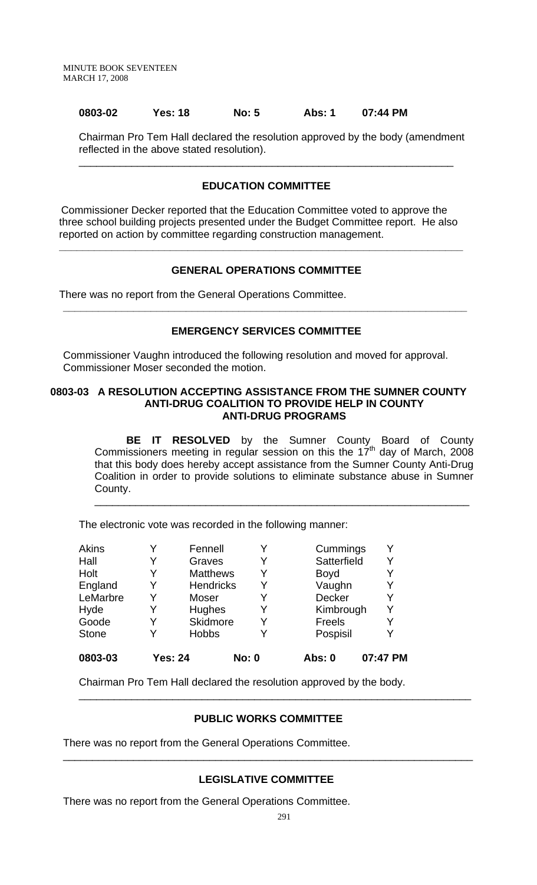**0803-02 Yes: 18 No: 5 Abs: 1 07:44 PM**

Chairman Pro Tem Hall declared the resolution approved by the body (amendment reflected in the above stated resolution).

---

## EDUCATION COMMITTEE

Commissioner Decker reported that the Education Committee voted to approve the three school building projects presented under the Budget Committee report. He also reported on action by committee regarding construction management.

---

## GENERAL OPERATIONS COMMITTEE

There was no report from the General Operations Committee.

---

## EMERGENCY SERVICES COMMITTEE

Commissioner Vaughn introduced the following resolution and moved for approval. Commissioner Moser seconded the motion.

### 0803-03 A RESOLUTION ACCEPTING ASSISTANCE FROM THE SUMNER COUNTY ANTI-DRUG COALITION TO PROVIDE HELP IN COUNTY ANTI-DRUG PROGRAMS

**BE IT RESOLVED** by the Sumner County Board of County Commissioners meeting in regular session on this the 17th day of March, 2008 that this body does hereby accept assistance from the Sumner County Anti-Drug Coalition in order to provide solutions to eliminate substance abuse in Sumner County.

---

The electronic vote was recorded in the following manner:

| | | | | | |
|---|---|---|---|---|---|
| Akins | Y | Fennell | Y | Cummings | Y |
| Hall | Y | Graves | Y | Satterfield | Y |
| Holt | Y | Matthews | Y | Boyd | Y |
| England | Y | Hendricks | Y | Vaughn | Y |
| LeMarbre | Y | Moser | Y | Decker | Y |
| Hyde | Y | Hughes | Y | Kimbrough | Y |
| Goode | Y | Skidmore | Y | Freels | Y |
| Stone | Y | Hobbs | Y | Pospisil | Y |

**0803-03 Yes: 24 No: 0 Abs: 0 07:47 PM**

Chairman Pro Tem Hall declared the resolution approved by the body.

---

## PUBLIC WORKS COMMITTEE

There was no report from the General Operations Committee.

---

## LEGISLATIVE COMMITTEE

There was no report from the General Operations Committee.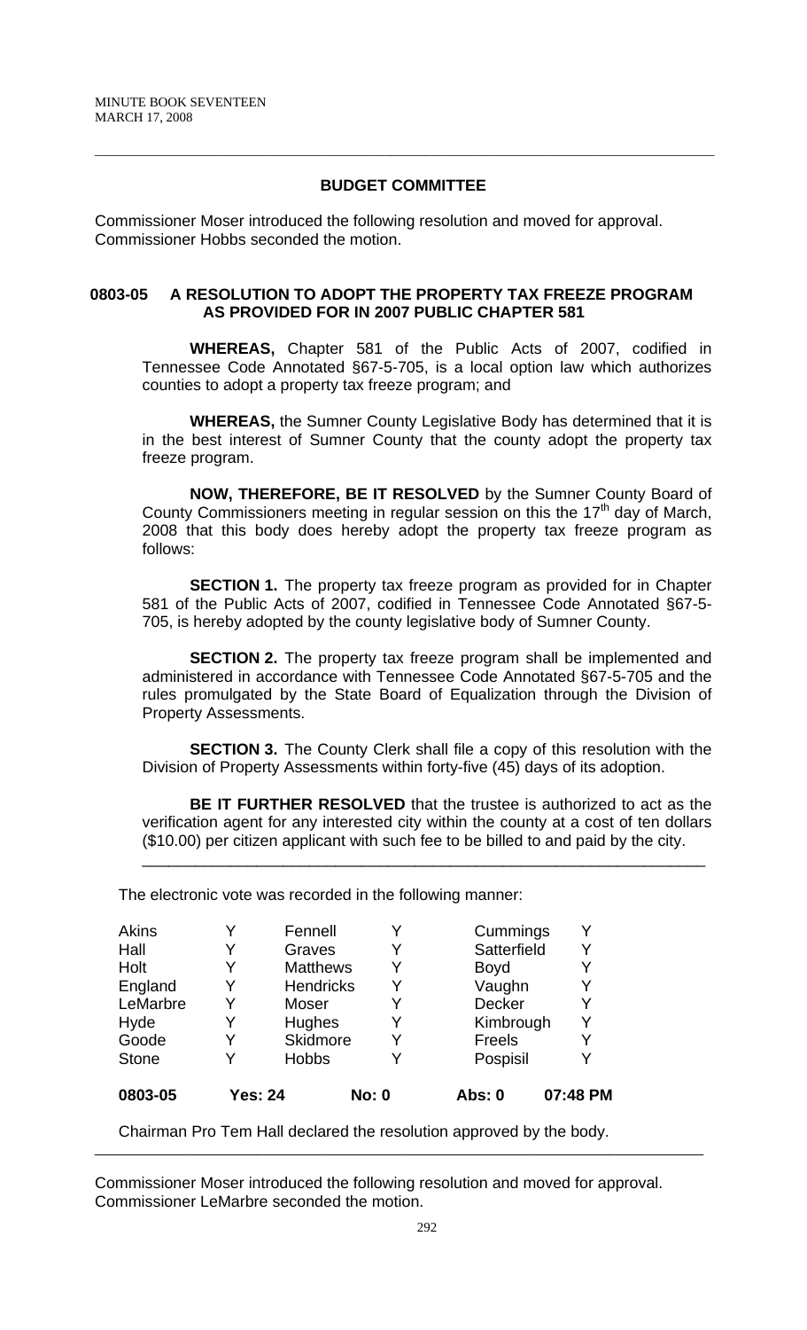## BUDGET COMMITTEE

Commissioner Moser introduced the following resolution and moved for approval. Commissioner Hobbs seconded the motion.

### 0803-05 A RESOLUTION TO ADOPT THE PROPERTY TAX FREEZE PROGRAM AS PROVIDED FOR IN 2007 PUBLIC CHAPTER 581

**WHEREAS,** Chapter 581 of the Public Acts of 2007, codified in Tennessee Code Annotated §67-5-705, is a local option law which authorizes counties to adopt a property tax freeze program; and

**WHEREAS,** the Sumner County Legislative Body has determined that it is in the best interest of Sumner County that the county adopt the property tax freeze program.

**NOW, THEREFORE, BE IT RESOLVED** by the Sumner County Board of County Commissioners meeting in regular session on this the 17th day of March, 2008 that this body does hereby adopt the property tax freeze program as follows:

**SECTION 1.** The property tax freeze program as provided for in Chapter 581 of the Public Acts of 2007, codified in Tennessee Code Annotated §67-5-705, is hereby adopted by the county legislative body of Sumner County.

**SECTION 2.** The property tax freeze program shall be implemented and administered in accordance with Tennessee Code Annotated §67-5-705 and the rules promulgated by the State Board of Equalization through the Division of Property Assessments.

**SECTION 3.** The County Clerk shall file a copy of this resolution with the Division of Property Assessments within forty-five (45) days of its adoption.

**BE IT FURTHER RESOLVED** that the trustee is authorized to act as the verification agent for any interested city within the county at a cost of ten dollars ($10.00) per citizen applicant with such fee to be billed to and paid by the city.

---

The electronic vote was recorded in the following manner:

| | | | | | |
|---|---|---|---|---|---|
| Akins | Y | Fennell | Y | Cummings | Y |
| Hall | Y | Graves | Y | Satterfield | Y |
| Holt | Y | Matthews | Y | Boyd | Y |
| England | Y | Hendricks | Y | Vaughn | Y |
| LeMarbre | Y | Moser | Y | Decker | Y |
| Hyde | Y | Hughes | Y | Kimbrough | Y |
| Goode | Y | Skidmore | Y | Freels | Y |
| Stone | Y | Hobbs | Y | Pospisil | Y |
| **0803-05** | **Yes: 24** | | **No: 0** | **Abs: 0** | **07:48 PM** |

Chairman Pro Tem Hall declared the resolution approved by the body.

---

Commissioner Moser introduced the following resolution and moved for approval. Commissioner LeMarbre seconded the motion.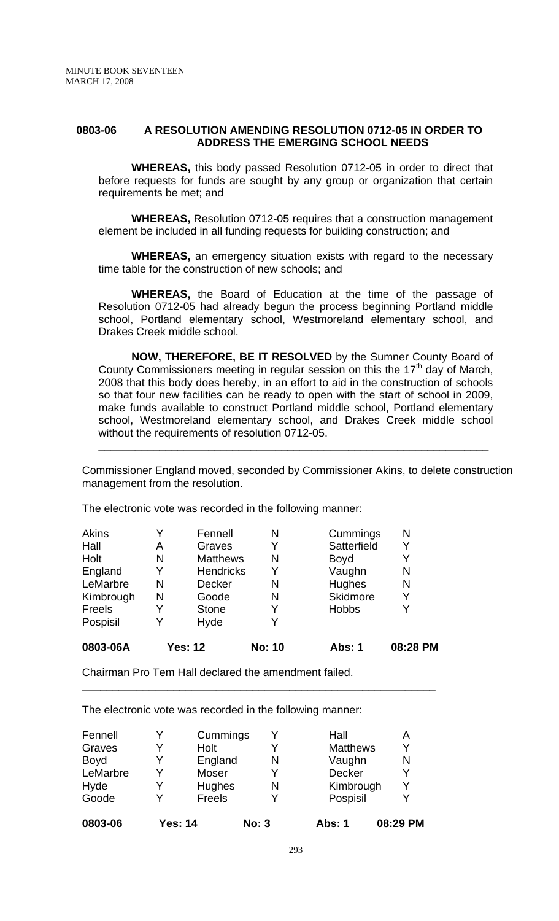## 0803-06 A RESOLUTION AMENDING RESOLUTION 0712-05 IN ORDER TO ADDRESS THE EMERGING SCHOOL NEEDS

**WHEREAS,** this body passed Resolution 0712-05 in order to direct that before requests for funds are sought by any group or organization that certain requirements be met; and

**WHEREAS,** Resolution 0712-05 requires that a construction management element be included in all funding requests for building construction; and

**WHEREAS,** an emergency situation exists with regard to the necessary time table for the construction of new schools; and

**WHEREAS,** the Board of Education at the time of the passage of Resolution 0712-05 had already begun the process beginning Portland middle school, Portland elementary school, Westmoreland elementary school, and Drakes Creek middle school.

**NOW, THEREFORE, BE IT RESOLVED** by the Sumner County Board of County Commissioners meeting in regular session on this the 17th day of March, 2008 that this body does hereby, in an effort to aid in the construction of schools so that four new facilities can be ready to open with the start of school in 2009, make funds available to construct Portland middle school, Portland elementary school, Westmoreland elementary school, and Drakes Creek middle school without the requirements of resolution 0712-05.

---

Commissioner England moved, seconded by Commissioner Akins, to delete construction management from the resolution.

The electronic vote was recorded in the following manner:

| | | | | | |
|---|---|---|---|---|---|
| Akins | Y | Fennell | N | Cummings | N |
| Hall | A | Graves | Y | Satterfield | Y |
| Holt | N | Matthews | N | Boyd | Y |
| England | Y | Hendricks | Y | Vaughn | N |
| LeMarbre | N | Decker | N | Hughes | N |
| Kimbrough | N | Goode | N | Skidmore | Y |
| Freels | Y | Stone | Y | Hobbs | Y |
| Pospisil | Y | Hyde | Y | | |

**0803-06A Yes: 12 No: 10 Abs: 1 08:28 PM**

Chairman Pro Tem Hall declared the amendment failed.

---

The electronic vote was recorded in the following manner:

| | | | | | |
|---|---|---|---|---|---|
| Fennell | Y | Cummings | Y | Hall | A |
| Graves | Y | Holt | Y | Matthews | Y |
| Boyd | Y | England | N | Vaughn | N |
| LeMarbre | Y | Moser | Y | Decker | Y |
| Hyde | Y | Hughes | N | Kimbrough | Y |
| Goode | Y | Freels | Y | Pospisil | Y |

**0803-06 Yes: 14 No: 3 Abs: 1 08:29 PM**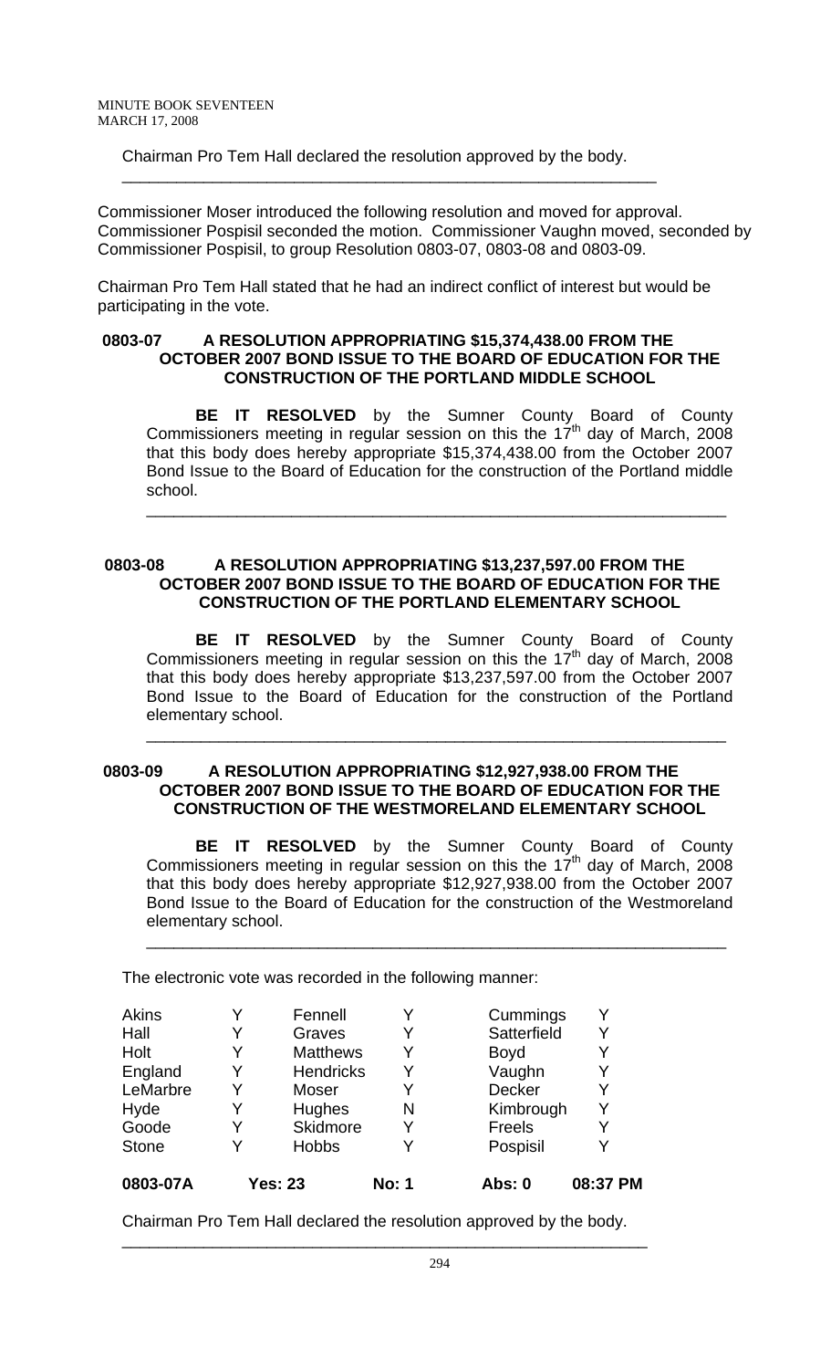Chairman Pro Tem Hall declared the resolution approved by the body.

---

Commissioner Moser introduced the following resolution and moved for approval. Commissioner Pospisil seconded the motion. Commissioner Vaughn moved, seconded by Commissioner Pospisil, to group Resolution 0803-07, 0803-08 and 0803-09.

Chairman Pro Tem Hall stated that he had an indirect conflict of interest but would be participating in the vote.

**0803-07 A RESOLUTION APPROPRIATING $15,374,438.00 FROM THE OCTOBER 2007 BOND ISSUE TO THE BOARD OF EDUCATION FOR THE CONSTRUCTION OF THE PORTLAND MIDDLE SCHOOL**

**BE IT RESOLVED** by the Sumner County Board of County Commissioners meeting in regular session on this the 17th day of March, 2008 that this body does hereby appropriate $15,374,438.00 from the October 2007 Bond Issue to the Board of Education for the construction of the Portland middle school.

---

**0803-08 A RESOLUTION APPROPRIATING $13,237,597.00 FROM THE OCTOBER 2007 BOND ISSUE TO THE BOARD OF EDUCATION FOR THE CONSTRUCTION OF THE PORTLAND ELEMENTARY SCHOOL**

**BE IT RESOLVED** by the Sumner County Board of County Commissioners meeting in regular session on this the 17th day of March, 2008 that this body does hereby appropriate $13,237,597.00 from the October 2007 Bond Issue to the Board of Education for the construction of the Portland elementary school.

---

**0803-09 A RESOLUTION APPROPRIATING $12,927,938.00 FROM THE OCTOBER 2007 BOND ISSUE TO THE BOARD OF EDUCATION FOR THE CONSTRUCTION OF THE WESTMORELAND ELEMENTARY SCHOOL**

**BE IT RESOLVED** by the Sumner County Board of County Commissioners meeting in regular session on this the 17th day of March, 2008 that this body does hereby appropriate $12,927,938.00 from the October 2007 Bond Issue to the Board of Education for the construction of the Westmoreland elementary school.

---

The electronic vote was recorded in the following manner:

| | | | | | |
|---|---|---|---|---|---|
| Akins | Y | Fennell | Y | Cummings | Y |
| Hall | Y | Graves | Y | Satterfield | Y |
| Holt | Y | Matthews | Y | Boyd | Y |
| England | Y | Hendricks | Y | Vaughn | Y |
| LeMarbre | Y | Moser | Y | Decker | Y |
| Hyde | Y | Hughes | N | Kimbrough | Y |
| Goode | Y | Skidmore | Y | Freels | Y |
| Stone | Y | Hobbs | Y | Pospisil | Y |
| **0803-07A** | **Yes: 23** | | **No: 1** | **Abs: 0** | **08:37 PM** |

Chairman Pro Tem Hall declared the resolution approved by the body.

---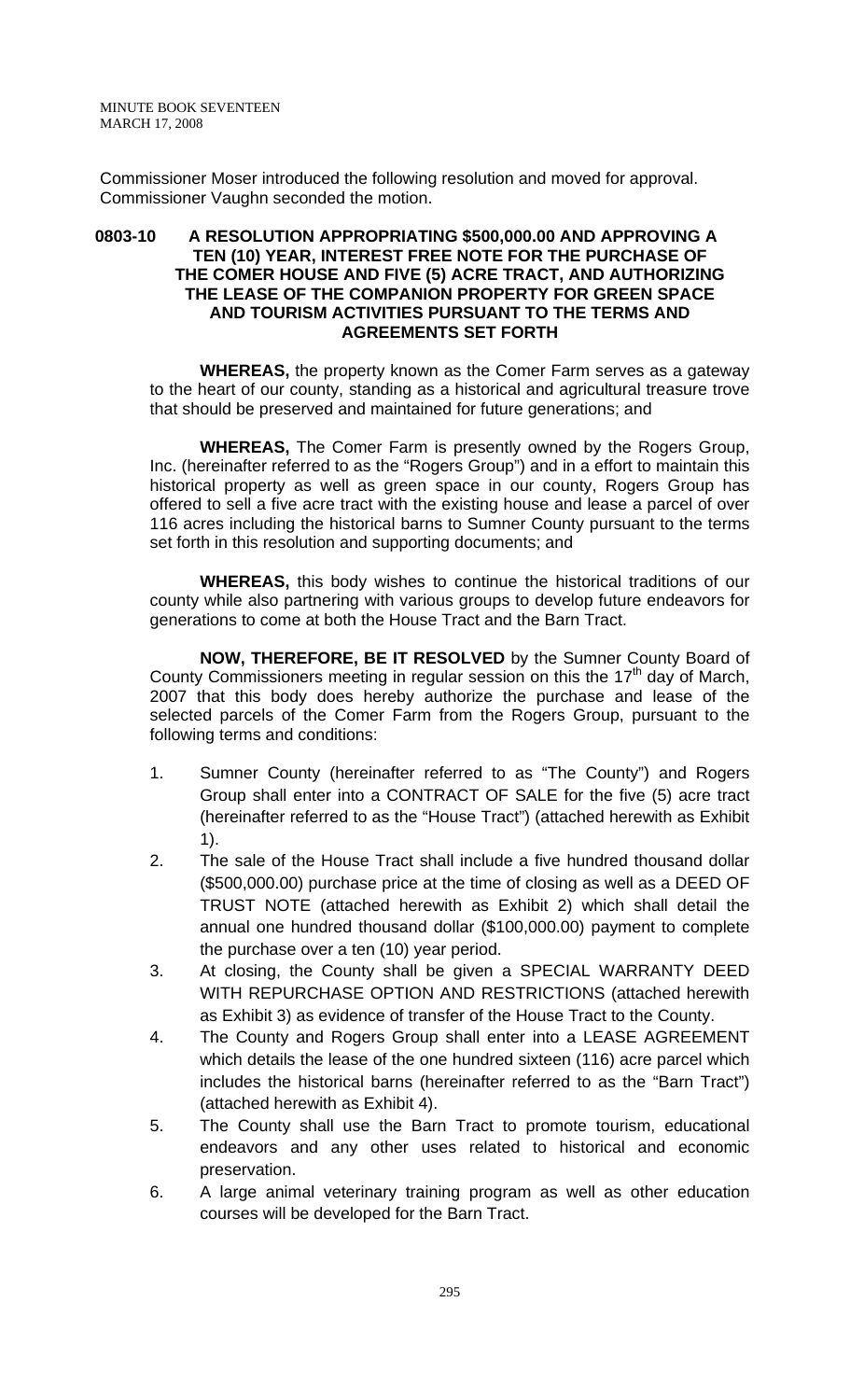Commissioner Moser introduced the following resolution and moved for approval. Commissioner Vaughn seconded the motion.

## 0803-10 A RESOLUTION APPROPRIATING $500,000.00 AND APPROVING A TEN (10) YEAR, INTEREST FREE NOTE FOR THE PURCHASE OF THE COMER HOUSE AND FIVE (5) ACRE TRACT, AND AUTHORIZING THE LEASE OF THE COMPANION PROPERTY FOR GREEN SPACE AND TOURISM ACTIVITIES PURSUANT TO THE TERMS AND AGREEMENTS SET FORTH

**WHEREAS,** the property known as the Comer Farm serves as a gateway to the heart of our county, standing as a historical and agricultural treasure trove that should be preserved and maintained for future generations; and

**WHEREAS,** The Comer Farm is presently owned by the Rogers Group, Inc. (hereinafter referred to as the "Rogers Group") and in a effort to maintain this historical property as well as green space in our county, Rogers Group has offered to sell a five acre tract with the existing house and lease a parcel of over 116 acres including the historical barns to Sumner County pursuant to the terms set forth in this resolution and supporting documents; and

**WHEREAS,** this body wishes to continue the historical traditions of our county while also partnering with various groups to develop future endeavors for generations to come at both the House Tract and the Barn Tract.

**NOW, THEREFORE, BE IT RESOLVED** by the Sumner County Board of County Commissioners meeting in regular session on this the 17th day of March, 2007 that this body does hereby authorize the purchase and lease of the selected parcels of the Comer Farm from the Rogers Group, pursuant to the following terms and conditions:

1. Sumner County (hereinafter referred to as "The County") and Rogers Group shall enter into a CONTRACT OF SALE for the five (5) acre tract (hereinafter referred to as the "House Tract") (attached herewith as Exhibit 1).
2. The sale of the House Tract shall include a five hundred thousand dollar ($500,000.00) purchase price at the time of closing as well as a DEED OF TRUST NOTE (attached herewith as Exhibit 2) which shall detail the annual one hundred thousand dollar ($100,000.00) payment to complete the purchase over a ten (10) year period.
3. At closing, the County shall be given a SPECIAL WARRANTY DEED WITH REPURCHASE OPTION AND RESTRICTIONS (attached herewith as Exhibit 3) as evidence of transfer of the House Tract to the County.
4. The County and Rogers Group shall enter into a LEASE AGREEMENT which details the lease of the one hundred sixteen (116) acre parcel which includes the historical barns (hereinafter referred to as the "Barn Tract") (attached herewith as Exhibit 4).
5. The County shall use the Barn Tract to promote tourism, educational endeavors and any other uses related to historical and economic preservation.
6. A large animal veterinary training program as well as other education courses will be developed for the Barn Tract.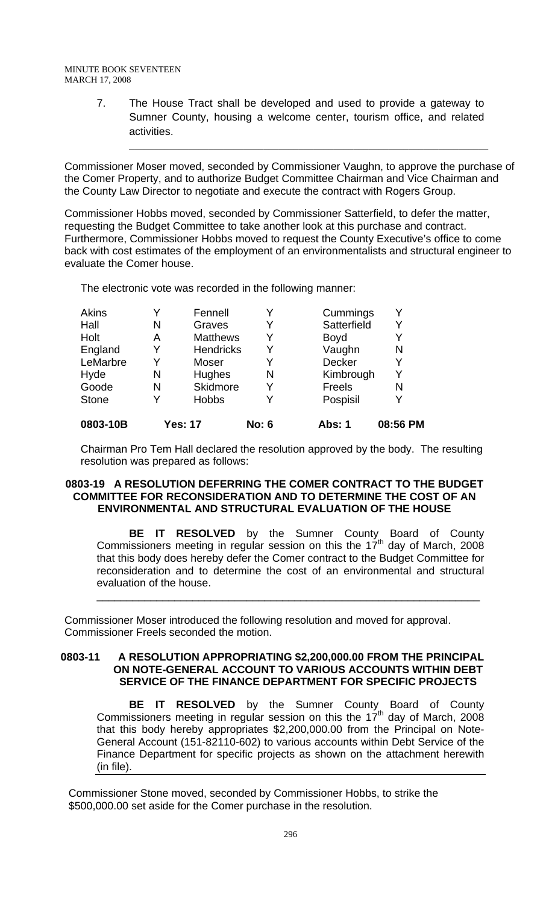7. The House Tract shall be developed and used to provide a gateway to Sumner County, housing a welcome center, tourism office, and related activities.

---

Commissioner Moser moved, seconded by Commissioner Vaughn, to approve the purchase of the Comer Property, and to authorize Budget Committee Chairman and Vice Chairman and the County Law Director to negotiate and execute the contract with Rogers Group.

Commissioner Hobbs moved, seconded by Commissioner Satterfield, to defer the matter, requesting the Budget Committee to take another look at this purchase and contract. Furthermore, Commissioner Hobbs moved to request the County Executive's office to come back with cost estimates of the employment of an environmentalists and structural engineer to evaluate the Comer house.

The electronic vote was recorded in the following manner:

| | | | | | |
|---|---|---|---|---|---|
| Akins | Y | Fennell | Y | Cummings | Y |
| Hall | N | Graves | Y | Satterfield | Y |
| Holt | A | Matthews | Y | Boyd | Y |
| England | Y | Hendricks | Y | Vaughn | N |
| LeMarbre | Y | Moser | Y | Decker | Y |
| Hyde | N | Hughes | N | Kimbrough | Y |
| Goode | N | Skidmore | Y | Freels | N |
| Stone | Y | Hobbs | Y | Pospisil | Y |
| **0803-10B** | **Yes: 17** | | **No: 6** | **Abs: 1** | **08:56 PM** |

Chairman Pro Tem Hall declared the resolution approved by the body. The resulting resolution was prepared as follows:

**0803-19 A RESOLUTION DEFERRING THE COMER CONTRACT TO THE BUDGET COMMITTEE FOR RECONSIDERATION AND TO DETERMINE THE COST OF AN ENVIRONMENTAL AND STRUCTURAL EVALUATION OF THE HOUSE**

**BE IT RESOLVED** by the Sumner County Board of County Commissioners meeting in regular session on this the 17th day of March, 2008 that this body does hereby defer the Comer contract to the Budget Committee for reconsideration and to determine the cost of an environmental and structural evaluation of the house.

---

Commissioner Moser introduced the following resolution and moved for approval. Commissioner Freels seconded the motion.

**0803-11 A RESOLUTION APPROPRIATING $2,200,000.00 FROM THE PRINCIPAL ON NOTE-GENERAL ACCOUNT TO VARIOUS ACCOUNTS WITHIN DEBT SERVICE OF THE FINANCE DEPARTMENT FOR SPECIFIC PROJECTS**

**BE IT RESOLVED** by the Sumner County Board of County Commissioners meeting in regular session on this the 17th day of March, 2008 that this body hereby appropriates $2,200,000.00 from the Principal on Note-General Account (151-82110-602) to various accounts within Debt Service of the Finance Department for specific projects as shown on the attachment herewith (in file).

---

Commissioner Stone moved, seconded by Commissioner Hobbs, to strike the $500,000.00 set aside for the Comer purchase in the resolution.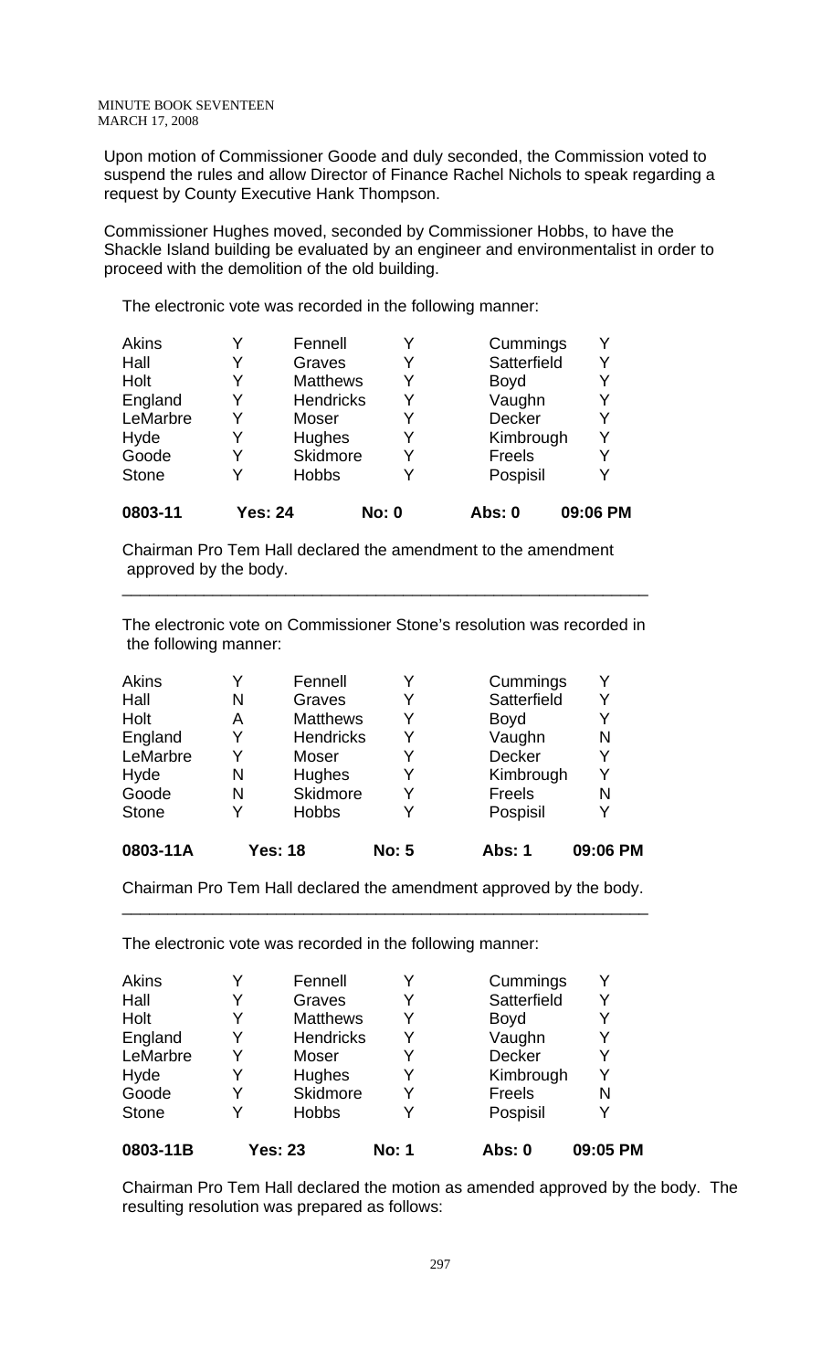MINUTE BOOK SEVENTEEN
MARCH 17, 2008

Upon motion of Commissioner Goode and duly seconded, the Commission voted to suspend the rules and allow Director of Finance Rachel Nichols to speak regarding a request by County Executive Hank Thompson.

Commissioner Hughes moved, seconded by Commissioner Hobbs, to have the Shackle Island building be evaluated by an engineer and environmentalist in order to proceed with the demolition of the old building.

The electronic vote was recorded in the following manner:

| | | | | | |
|---|---|---|---|---|---|
| Akins | Y | Fennell | Y | Cummings | Y |
| Hall | Y | Graves | Y | Satterfield | Y |
| Holt | Y | Matthews | Y | Boyd | Y |
| England | Y | Hendricks | Y | Vaughn | Y |
| LeMarbre | Y | Moser | Y | Decker | Y |
| Hyde | Y | Hughes | Y | Kimbrough | Y |
| Goode | Y | Skidmore | Y | Freels | Y |
| Stone | Y | Hobbs | Y | Pospisil | Y |
| **0803-11** | **Yes: 24** | | **No: 0** | **Abs: 0** | **09:06 PM** |

Chairman Pro Tem Hall declared the amendment to the amendment approved by the body.

---

The electronic vote on Commissioner Stone's resolution was recorded in the following manner:

| | | | | | |
|---|---|---|---|---|---|
| Akins | Y | Fennell | Y | Cummings | Y |
| Hall | N | Graves | Y | Satterfield | Y |
| Holt | A | Matthews | Y | Boyd | Y |
| England | Y | Hendricks | Y | Vaughn | N |
| LeMarbre | Y | Moser | Y | Decker | Y |
| Hyde | N | Hughes | Y | Kimbrough | Y |
| Goode | N | Skidmore | Y | Freels | N |
| Stone | Y | Hobbs | Y | Pospisil | Y |
| **0803-11A** | **Yes: 18** | | **No: 5** | **Abs: 1** | **09:06 PM** |

Chairman Pro Tem Hall declared the amendment approved by the body.

---

The electronic vote was recorded in the following manner:

| | | | | | |
|---|---|---|---|---|---|
| Akins | Y | Fennell | Y | Cummings | Y |
| Hall | Y | Graves | Y | Satterfield | Y |
| Holt | Y | Matthews | Y | Boyd | Y |
| England | Y | Hendricks | Y | Vaughn | Y |
| LeMarbre | Y | Moser | Y | Decker | Y |
| Hyde | Y | Hughes | Y | Kimbrough | Y |
| Goode | Y | Skidmore | Y | Freels | N |
| Stone | Y | Hobbs | Y | Pospisil | Y |
| **0803-11B** | **Yes: 23** | | **No: 1** | **Abs: 0** | **09:05 PM** |

Chairman Pro Tem Hall declared the motion as amended approved by the body. The resulting resolution was prepared as follows: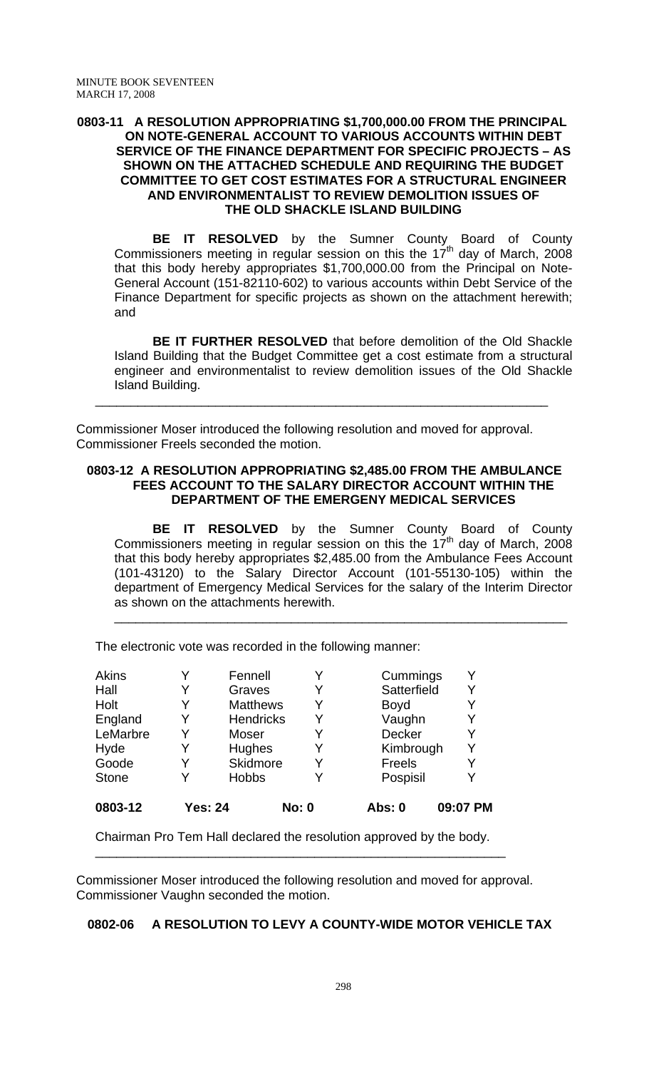**0803-11 A RESOLUTION APPROPRIATING $1,700,000.00 FROM THE PRINCIPAL ON NOTE-GENERAL ACCOUNT TO VARIOUS ACCOUNTS WITHIN DEBT SERVICE OF THE FINANCE DEPARTMENT FOR SPECIFIC PROJECTS – AS SHOWN ON THE ATTACHED SCHEDULE AND REQUIRING THE BUDGET COMMITTEE TO GET COST ESTIMATES FOR A STRUCTURAL ENGINEER AND ENVIRONMENTALIST TO REVIEW DEMOLITION ISSUES OF THE OLD SHACKLE ISLAND BUILDING**

**BE IT RESOLVED** by the Sumner County Board of County Commissioners meeting in regular session on this the 17th day of March, 2008 that this body hereby appropriates $1,700,000.00 from the Principal on Note-General Account (151-82110-602) to various accounts within Debt Service of the Finance Department for specific projects as shown on the attachment herewith; and

**BE IT FURTHER RESOLVED** that before demolition of the Old Shackle Island Building that the Budget Committee get a cost estimate from a structural engineer and environmentalist to review demolition issues of the Old Shackle Island Building.

---

Commissioner Moser introduced the following resolution and moved for approval. Commissioner Freels seconded the motion.

**0803-12 A RESOLUTION APPROPRIATING $2,485.00 FROM THE AMBULANCE FEES ACCOUNT TO THE SALARY DIRECTOR ACCOUNT WITHIN THE DEPARTMENT OF THE EMERGENY MEDICAL SERVICES**

**BE IT RESOLVED** by the Sumner County Board of County Commissioners meeting in regular session on this the 17th day of March, 2008 that this body hereby appropriates $2,485.00 from the Ambulance Fees Account (101-43120) to the Salary Director Account (101-55130-105) within the department of Emergency Medical Services for the salary of the Interim Director as shown on the attachments herewith.

---

The electronic vote was recorded in the following manner:

| | | | | | |
|---|---|---|---|---|---|
| Akins | Y | Fennell | Y | Cummings | Y |
| Hall | Y | Graves | Y | Satterfield | Y |
| Holt | Y | Matthews | Y | Boyd | Y |
| England | Y | Hendricks | Y | Vaughn | Y |
| LeMarbre | Y | Moser | Y | Decker | Y |
| Hyde | Y | Hughes | Y | Kimbrough | Y |
| Goode | Y | Skidmore | Y | Freels | Y |
| Stone | Y | Hobbs | Y | Pospisil | Y |

**0803-12 Yes: 24 No: 0 Abs: 0 09:07 PM**

Chairman Pro Tem Hall declared the resolution approved by the body.

---

Commissioner Moser introduced the following resolution and moved for approval. Commissioner Vaughn seconded the motion.

**0802-06 A RESOLUTION TO LEVY A COUNTY-WIDE MOTOR VEHICLE TAX**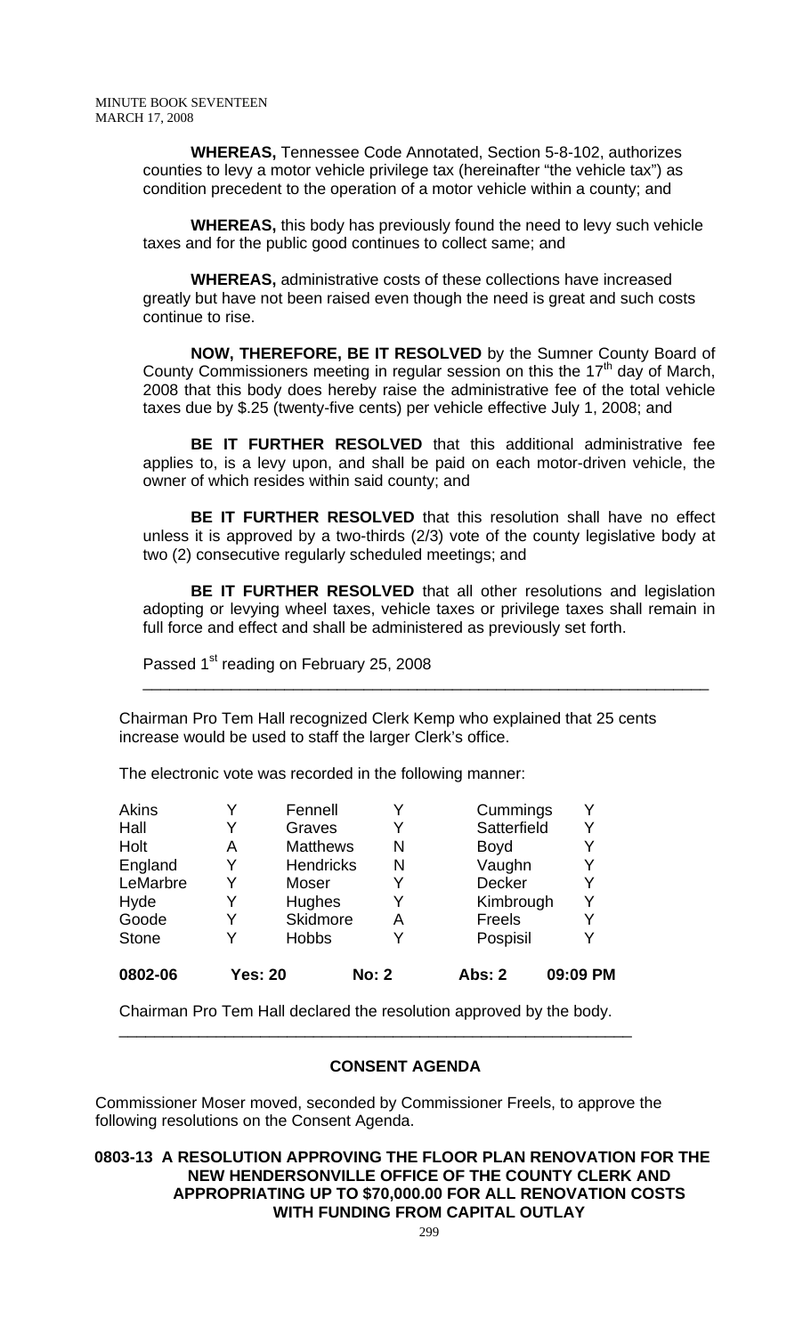**WHEREAS,** Tennessee Code Annotated, Section 5-8-102, authorizes counties to levy a motor vehicle privilege tax (hereinafter "the vehicle tax") as condition precedent to the operation of a motor vehicle within a county; and

**WHEREAS,** this body has previously found the need to levy such vehicle taxes and for the public good continues to collect same; and

**WHEREAS,** administrative costs of these collections have increased greatly but have not been raised even though the need is great and such costs continue to rise.

**NOW, THEREFORE, BE IT RESOLVED** by the Sumner County Board of County Commissioners meeting in regular session on this the 17th day of March, 2008 that this body does hereby raise the administrative fee of the total vehicle taxes due by $.25 (twenty-five cents) per vehicle effective July 1, 2008; and

**BE IT FURTHER RESOLVED** that this additional administrative fee applies to, is a levy upon, and shall be paid on each motor-driven vehicle, the owner of which resides within said county; and

**BE IT FURTHER RESOLVED** that this resolution shall have no effect unless it is approved by a two-thirds (2/3) vote of the county legislative body at two (2) consecutive regularly scheduled meetings; and

**BE IT FURTHER RESOLVED** that all other resolutions and legislation adopting or levying wheel taxes, vehicle taxes or privilege taxes shall remain in full force and effect and shall be administered as previously set forth.

Passed 1st reading on February 25, 2008

---

Chairman Pro Tem Hall recognized Clerk Kemp who explained that 25 cents increase would be used to staff the larger Clerk's office.

The electronic vote was recorded in the following manner:

| | | | | | |
|---|---|---|---|---|---|
| Akins | Y | Fennell | Y | Cummings | Y |
| Hall | Y | Graves | Y | Satterfield | Y |
| Holt | A | Matthews | N | Boyd | Y |
| England | Y | Hendricks | N | Vaughn | Y |
| LeMarbre | Y | Moser | Y | Decker | Y |
| Hyde | Y | Hughes | Y | Kimbrough | Y |
| Goode | Y | Skidmore | A | Freels | Y |
| Stone | Y | Hobbs | Y | Pospisil | Y |
| **0802-06** | **Yes: 20** | | **No: 2** | **Abs: 2** | **09:09 PM** |

Chairman Pro Tem Hall declared the resolution approved by the body.

---

## CONSENT AGENDA

Commissioner Moser moved, seconded by Commissioner Freels, to approve the following resolutions on the Consent Agenda.

**0803-13 A RESOLUTION APPROVING THE FLOOR PLAN RENOVATION FOR THE NEW HENDERSONVILLE OFFICE OF THE COUNTY CLERK AND APPROPRIATING UP TO $70,000.00 FOR ALL RENOVATION COSTS WITH FUNDING FROM CAPITAL OUTLAY**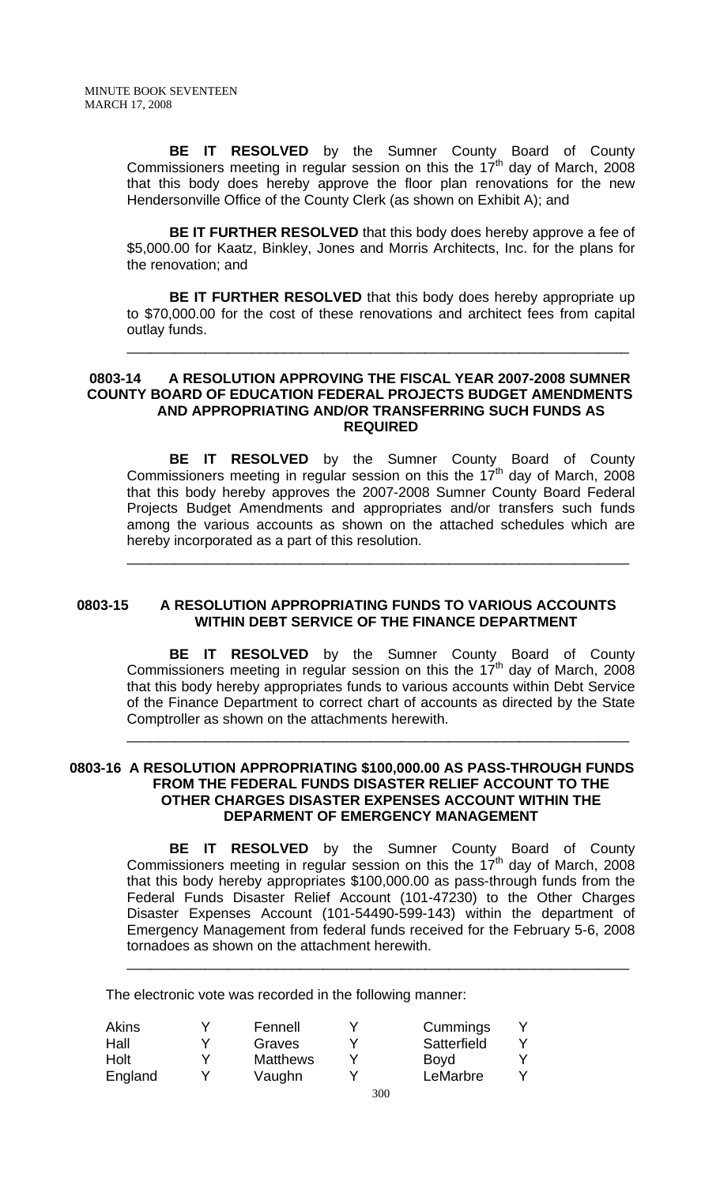**BE IT RESOLVED** by the Sumner County Board of County Commissioners meeting in regular session on this the 17th day of March, 2008 that this body does hereby approve the floor plan renovations for the new Hendersonville Office of the County Clerk (as shown on Exhibit A); and

**BE IT FURTHER RESOLVED** that this body does hereby approve a fee of $5,000.00 for Kaatz, Binkley, Jones and Morris Architects, Inc. for the plans for the renovation; and

**BE IT FURTHER RESOLVED** that this body does hereby appropriate up to $70,000.00 for the cost of these renovations and architect fees from capital outlay funds.

---

### 0803-14 A RESOLUTION APPROVING THE FISCAL YEAR 2007-2008 SUMNER COUNTY BOARD OF EDUCATION FEDERAL PROJECTS BUDGET AMENDMENTS AND APPROPRIATING AND/OR TRANSFERRING SUCH FUNDS AS REQUIRED

**BE IT RESOLVED** by the Sumner County Board of County Commissioners meeting in regular session on this the 17th day of March, 2008 that this body hereby approves the 2007-2008 Sumner County Board Federal Projects Budget Amendments and appropriates and/or transfers such funds among the various accounts as shown on the attached schedules which are hereby incorporated as a part of this resolution.

---

### 0803-15 A RESOLUTION APPROPRIATING FUNDS TO VARIOUS ACCOUNTS WITHIN DEBT SERVICE OF THE FINANCE DEPARTMENT

**BE IT RESOLVED** by the Sumner County Board of County Commissioners meeting in regular session on this the 17th day of March, 2008 that this body hereby appropriates funds to various accounts within Debt Service of the Finance Department to correct chart of accounts as directed by the State Comptroller as shown on the attachments herewith.

---

### 0803-16 A RESOLUTION APPROPRIATING $100,000.00 AS PASS-THROUGH FUNDS FROM THE FEDERAL FUNDS DISASTER RELIEF ACCOUNT TO THE OTHER CHARGES DISASTER EXPENSES ACCOUNT WITHIN THE DEPARMENT OF EMERGENCY MANAGEMENT

**BE IT RESOLVED** by the Sumner County Board of County Commissioners meeting in regular session on this the 17th day of March, 2008 that this body hereby appropriates $100,000.00 as pass-through funds from the Federal Funds Disaster Relief Account (101-47230) to the Other Charges Disaster Expenses Account (101-54490-599-143) within the department of Emergency Management from federal funds received for the February 5-6, 2008 tornadoes as shown on the attachment herewith.

---

The electronic vote was recorded in the following manner:

| | | | | | |
|---|---|---|---|---|---|
| Akins | Y | Fennell | Y | Cummings | Y |
| Hall | Y | Graves | Y | Satterfield | Y |
| Holt | Y | Matthews | Y | Boyd | Y |
| England | Y | Vaughn | Y | LeMarbre | Y |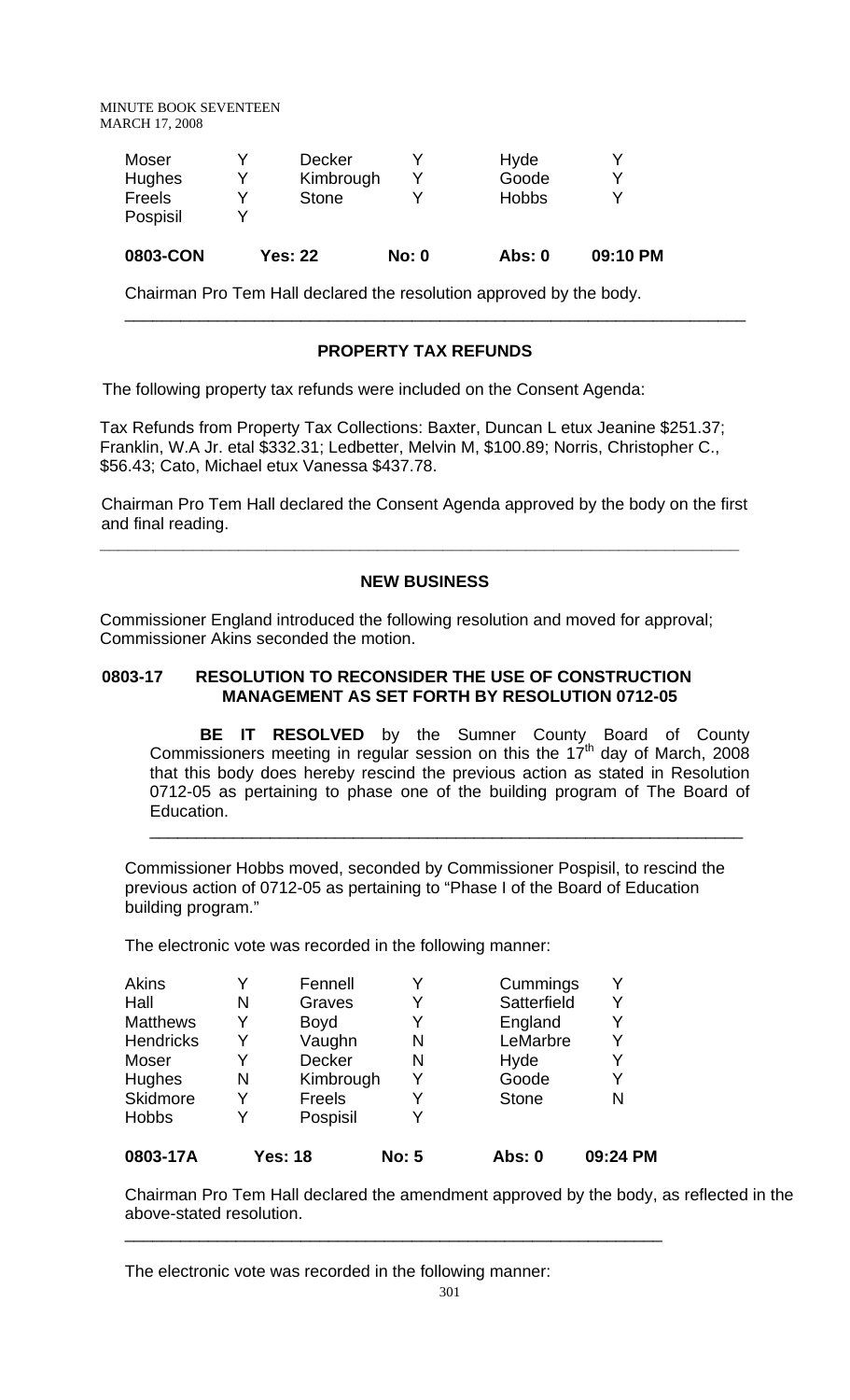| | | | | | |
|---|---|---|---|---|---|
| Moser | Y | Decker | Y | Hyde | Y |
| Hughes | Y | Kimbrough | Y | Goode | Y |
| Freels | Y | Stone | Y | Hobbs | Y |
| Pospisil | Y | | | | |

**0803-CON** **Yes: 22** **No: 0** **Abs: 0** **09:10 PM**

Chairman Pro Tem Hall declared the resolution approved by the body.

---

### PROPERTY TAX REFUNDS

The following property tax refunds were included on the Consent Agenda:

Tax Refunds from Property Tax Collections: Baxter, Duncan L etux Jeanine $251.37; Franklin, W.A Jr. etal $332.31; Ledbetter, Melvin M, $100.89; Norris, Christopher C., $56.43; Cato, Michael etux Vanessa $437.78.

Chairman Pro Tem Hall declared the Consent Agenda approved by the body on the first and final reading.

---

### NEW BUSINESS

Commissioner England introduced the following resolution and moved for approval; Commissioner Akins seconded the motion.

**0803-17 RESOLUTION TO RECONSIDER THE USE OF CONSTRUCTION MANAGEMENT AS SET FORTH BY RESOLUTION 0712-05**

**BE IT RESOLVED** by the Sumner County Board of County Commissioners meeting in regular session on this the 17th day of March, 2008 that this body does hereby rescind the previous action as stated in Resolution 0712-05 as pertaining to phase one of the building program of The Board of Education.

---

Commissioner Hobbs moved, seconded by Commissioner Pospisil, to rescind the previous action of 0712-05 as pertaining to "Phase I of the Board of Education building program."

The electronic vote was recorded in the following manner:

| | | | | | |
|---|---|---|---|---|---|
| Akins | Y | Fennell | Y | Cummings | Y |
| Hall | N | Graves | Y | Satterfield | Y |
| Matthews | Y | Boyd | Y | England | Y |
| Hendricks | Y | Vaughn | N | LeMarbre | Y |
| Moser | Y | Decker | N | Hyde | Y |
| Hughes | N | Kimbrough | Y | Goode | Y |
| Skidmore | Y | Freels | Y | Stone | N |
| Hobbs | Y | Pospisil | Y | | |

**0803-17A** **Yes: 18** **No: 5** **Abs: 0** **09:24 PM**

Chairman Pro Tem Hall declared the amendment approved by the body, as reflected in the above-stated resolution.

---

The electronic vote was recorded in the following manner: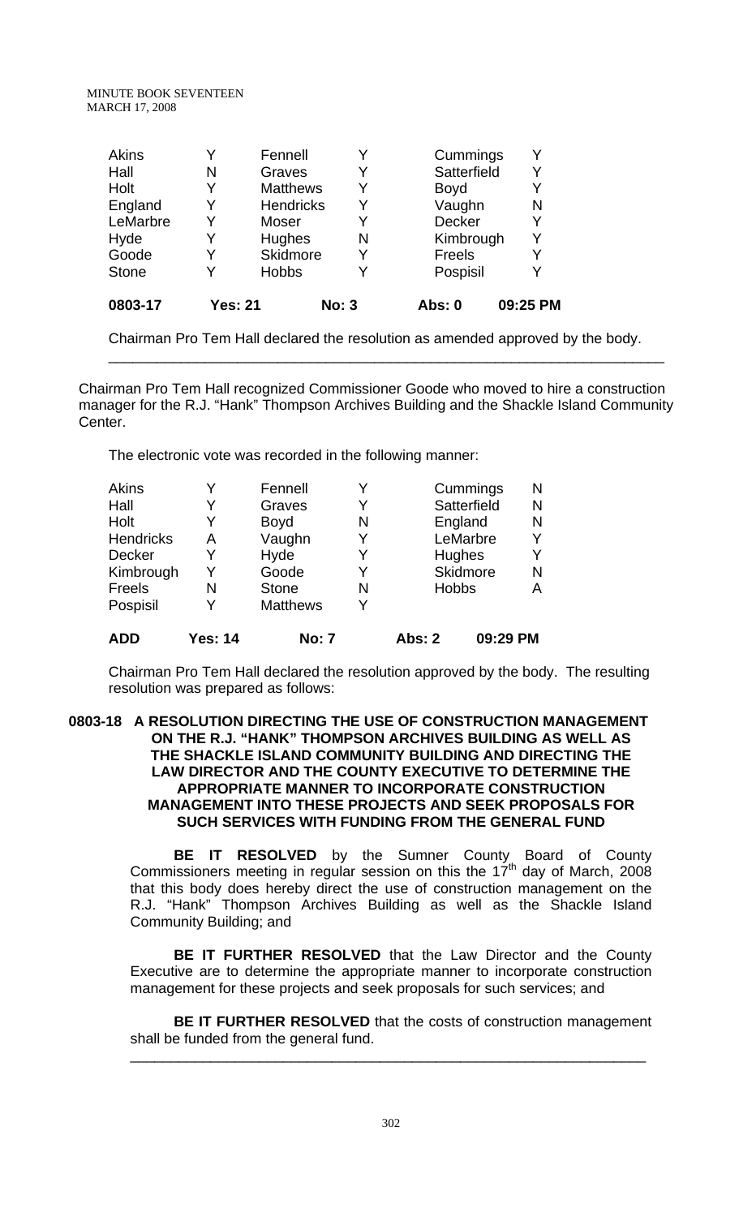| Akins | Y | Fennell | Y | Cummings | Y |
|---|---|---|---|---|---|
| Hall | N | Graves | Y | Satterfield | Y |
| Holt | Y | Matthews | Y | Boyd | Y |
| England | Y | Hendricks | Y | Vaughn | N |
| LeMarbre | Y | Moser | Y | Decker | Y |
| Hyde | Y | Hughes | N | Kimbrough | Y |
| Goode | Y | Skidmore | Y | Freels | Y |
| Stone | Y | Hobbs | Y | Pospisil | Y |
| **0803-17** | **Yes: 21** | | **No: 3** | **Abs: 0** | **09:25 PM** |

Chairman Pro Tem Hall declared the resolution as amended approved by the body.

---

Chairman Pro Tem Hall recognized Commissioner Goode who moved to hire a construction manager for the R.J. "Hank" Thompson Archives Building and the Shackle Island Community Center.

The electronic vote was recorded in the following manner:

| Akins | Y | Fennell | Y | Cummings | N |
|---|---|---|---|---|---|
| Hall | Y | Graves | Y | Satterfield | N |
| Holt | Y | Boyd | N | England | N |
| Hendricks | A | Vaughn | Y | LeMarbre | Y |
| Decker | Y | Hyde | Y | Hughes | Y |
| Kimbrough | Y | Goode | Y | Skidmore | N |
| Freels | N | Stone | N | Hobbs | A |
| Pospisil | Y | Matthews | Y | | |
| **ADD** | **Yes: 14** | | **No: 7** | **Abs: 2** | **09:29 PM** |

Chairman Pro Tem Hall declared the resolution approved by the body. The resulting resolution was prepared as follows:

**0803-18 A RESOLUTION DIRECTING THE USE OF CONSTRUCTION MANAGEMENT ON THE R.J. "HANK" THOMPSON ARCHIVES BUILDING AS WELL AS THE SHACKLE ISLAND COMMUNITY BUILDING AND DIRECTING THE LAW DIRECTOR AND THE COUNTY EXECUTIVE TO DETERMINE THE APPROPRIATE MANNER TO INCORPORATE CONSTRUCTION MANAGEMENT INTO THESE PROJECTS AND SEEK PROPOSALS FOR SUCH SERVICES WITH FUNDING FROM THE GENERAL FUND**

**BE IT RESOLVED** by the Sumner County Board of County Commissioners meeting in regular session on this the 17th day of March, 2008 that this body does hereby direct the use of construction management on the R.J. "Hank" Thompson Archives Building as well as the Shackle Island Community Building; and

**BE IT FURTHER RESOLVED** that the Law Director and the County Executive are to determine the appropriate manner to incorporate construction management for these projects and seek proposals for such services; and

**BE IT FURTHER RESOLVED** that the costs of construction management shall be funded from the general fund.

---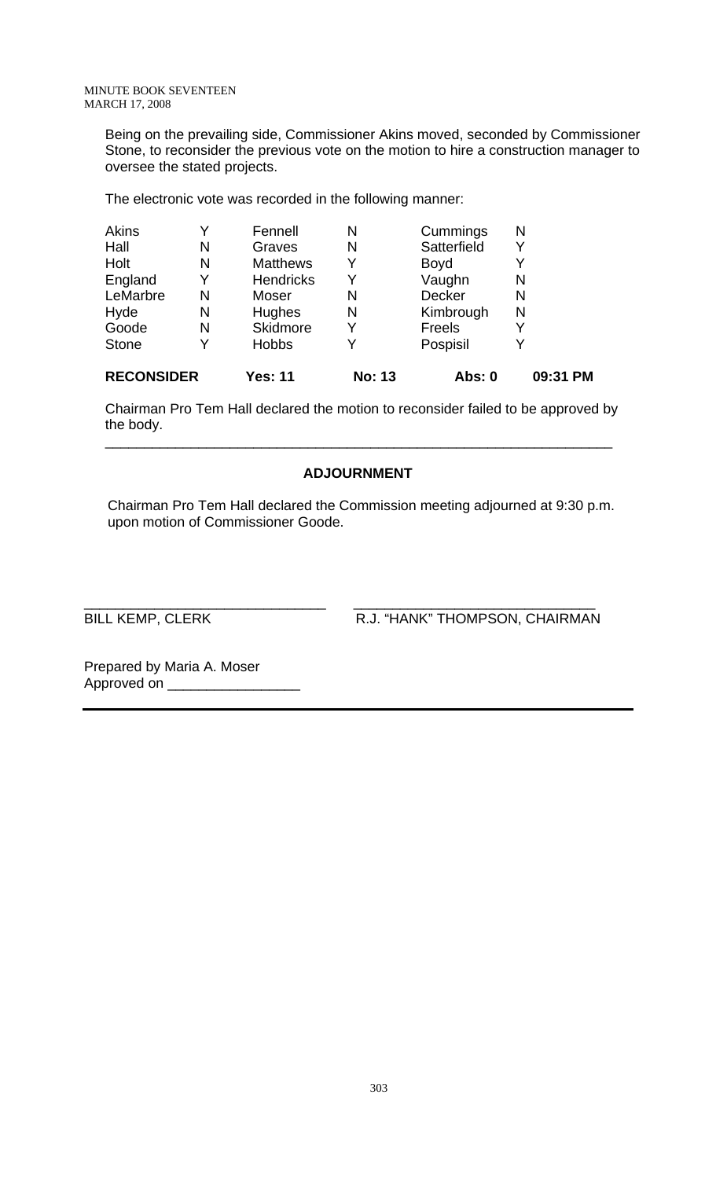Being on the prevailing side, Commissioner Akins moved, seconded by Commissioner Stone, to reconsider the previous vote on the motion to hire a construction manager to oversee the stated projects.

The electronic vote was recorded in the following manner:

| | | | | | | |
|---|---|---|---|---|---|---|
| Akins | Y | Fennell | N | Cummings | N | |
| Hall | N | Graves | N | Satterfield | Y | |
| Holt | N | Matthews | Y | Boyd | Y | |
| England | Y | Hendricks | Y | Vaughn | N | |
| LeMarbre | N | Moser | N | Decker | N | |
| Hyde | N | Hughes | N | Kimbrough | N | |
| Goode | N | Skidmore | Y | Freels | Y | |
| Stone | Y | Hobbs | Y | Pospisil | Y | |
| **RECONSIDER** | | **Yes: 11** | **No: 13** | **Abs: 0** | | **09:31 PM** |

Chairman Pro Tem Hall declared the motion to reconsider failed to be approved by the body.

---

## ADJOURNMENT

Chairman Pro Tem Hall declared the Commission meeting adjourned at 9:30 p.m. upon motion of Commissioner Goode.

_______________________________ _______________________________
BILL KEMP, CLERK R.J. "HANK" THOMPSON, CHAIRMAN

Prepared by Maria A. Moser
Approved on ________________